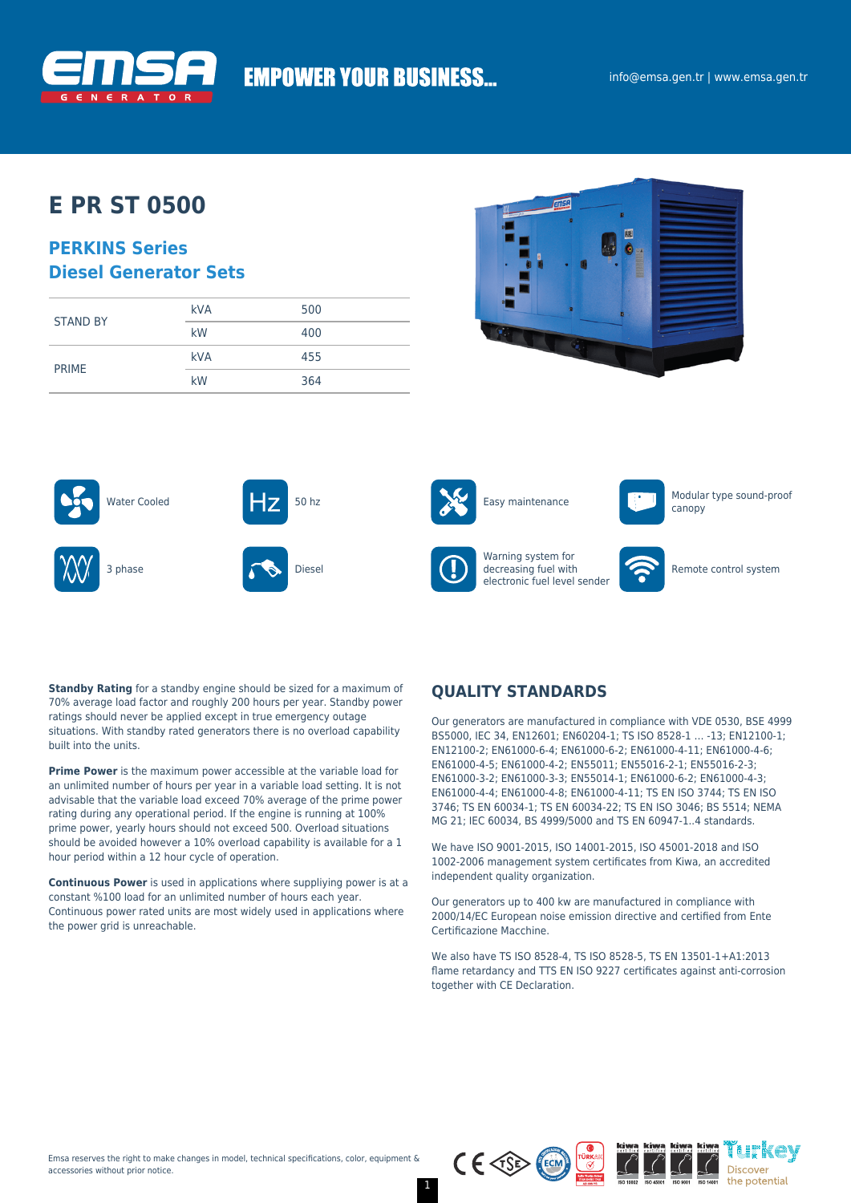EMPOWER YOUR BUSINESS...

info@emsa.gen.tr | www.emsa.gen.tr

# E PR ST 0500

## PERKINS Series
## Diesel Generator Sets

| | | |
|---|---|---|
| STAND BY | kVA | 500 |
| | kW | 400 |
| PRIME | kVA | 455 |
| | kW | 364 |

- Water Cooled
- 50 hz
- Easy maintenance
- Modular type sound-proof canopy
- 3 phase
- Diesel
- Warning system for decreasing fuel with electronic fuel level sender
- Remote control system

**Standby Rating** for a standby engine should be sized for a maximum of 70% average load factor and roughly 200 hours per year. Standby power ratings should never be applied except in true emergency outage situations. With standby rated generators there is no overload capability built into the units.

**Prime Power** is the maximum power accessible at the variable load for an unlimited number of hours per year in a variable load setting. It is not advisable that the variable load exceed 70% average of the prime power rating during any operational period. If the engine is running at 100% prime power, yearly hours should not exceed 500. Overload situations should be avoided however a 10% overload capability is available for a 1 hour period within a 12 hour cycle of operation.

**Continuous Power** is used in applications where suppliying power is at a constant %100 load for an unlimited number of hours each year. Continuous power rated units are most widely used in applications where the power grid is unreachable.

## QUALITY STANDARDS

Our generators are manufactured in compliance with VDE 0530, BSE 4999 BS5000, IEC 34, EN12601; EN60204-1; TS ISO 8528-1 ... -13; EN12100-1; EN12100-2; EN61000-6-4; EN61000-6-2; EN61000-4-11; EN61000-4-6; EN61000-4-5; EN61000-4-2; EN55011; EN55016-2-1; EN55016-2-3; EN61000-3-2; EN61000-3-3; EN55014-1; EN61000-6-2; EN61000-4-3; EN61000-4-4; EN61000-4-8; EN61000-4-11; TS EN ISO 3744; TS EN ISO 3746; TS EN 60034-1; TS EN 60034-22; TS EN ISO 3046; BS 5514; NEMA MG 21; IEC 60034, BS 4999/5000 and TS EN 60947-1..4 standards.

We have ISO 9001-2015, ISO 14001-2015, ISO 45001-2018 and ISO 1002-2006 management system certificates from Kiwa, an accredited independent quality organization.

Our generators up to 400 kw are manufactured in compliance with 2000/14/EC European noise emission directive and certified from Ente Certificazione Macchine.

We also have TS ISO 8528-4, TS ISO 8528-5, TS EN 13501-1+A1:2013 flame retardancy and TTS EN ISO 9227 certificates against anti-corrosion together with CE Declaration.

Emsa reserves the right to make changes in model, technical specifications, color, equipment & accessories without prior notice.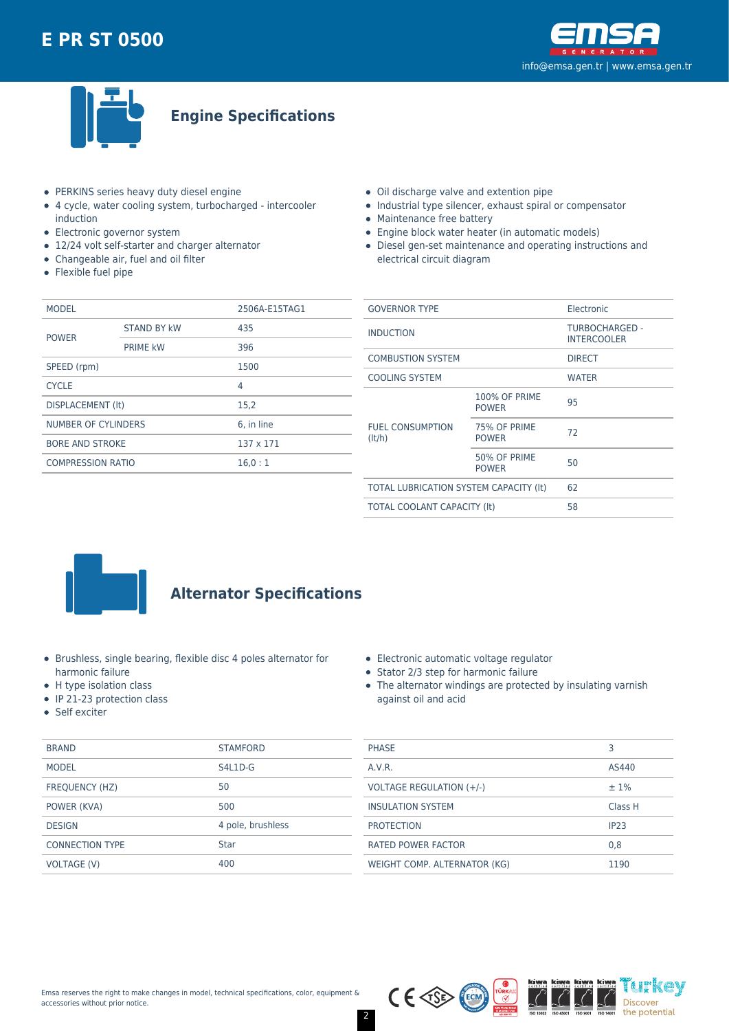# E PR ST 0500

## Engine Specifications

- PERKINS series heavy duty diesel engine
- 4 cycle, water cooling system, turbocharged - intercooler induction
- Electronic governor system
- 12/24 volt self-starter and charger alternator
- Changeable air, fuel and oil filter
- Flexible fuel pipe
- Oil discharge valve and extention pipe
- Industrial type silencer, exhaust spiral or compensator
- Maintenance free battery
- Engine block water heater (in automatic models)
- Diesel gen-set maintenance and operating instructions and electrical circuit diagram

| MODEL | | 2506A-E15TAG1 |
|---|---|---|
| POWER | STAND BY kW | 435 |
| | PRIME kW | 396 |
| SPEED (rpm) | | 1500 |
| CYCLE | | 4 |
| DISPLACEMENT (lt) | | 15,2 |
| NUMBER OF CYLINDERS | | 6, in line |
| BORE AND STROKE | | 137 x 171 |
| COMPRESSION RATIO | | 16,0 : 1 |

| GOVERNOR TYPE | | Electronic |
|---|---|---|
| INDUCTION | | TURBOCHARGED - INTERCOOLER |
| COMBUSTION SYSTEM | | DIRECT |
| COOLING SYSTEM | | WATER |
| FUEL CONSUMPTION (lt/h) | 100% OF PRIME POWER | 95 |
| | 75% OF PRIME POWER | 72 |
| | 50% OF PRIME POWER | 50 |
| TOTAL LUBRICATION SYSTEM CAPACITY (lt) | | 62 |
| TOTAL COOLANT CAPACITY (lt) | | 58 |

## Alternator Specifications

- Brushless, single bearing, flexible disc 4 poles alternator for harmonic failure
- H type isolation class
- IP 21-23 protection class
- Self exciter
- Electronic automatic voltage regulator
- Stator 2/3 step for harmonic failure
- The alternator windings are protected by insulating varnish against oil and acid

| BRAND | STAMFORD |
|---|---|
| MODEL | S4L1D-G |
| FREQUENCY (HZ) | 50 |
| POWER (KVA) | 500 |
| DESIGN | 4 pole, brushless |
| CONNECTION TYPE | Star |
| VOLTAGE (V) | 400 |

| PHASE | 3 |
|---|---|
| A.V.R. | AS440 |
| VOLTAGE REGULATION (+/-) | ± 1% |
| INSULATION SYSTEM | Class H |
| PROTECTION | IP23 |
| RATED POWER FACTOR | 0,8 |
| WEIGHT COMP. ALTERNATOR (KG) | 1190 |

Emsa reserves the right to make changes in model, technical specifications, color, equipment & accessories without prior notice.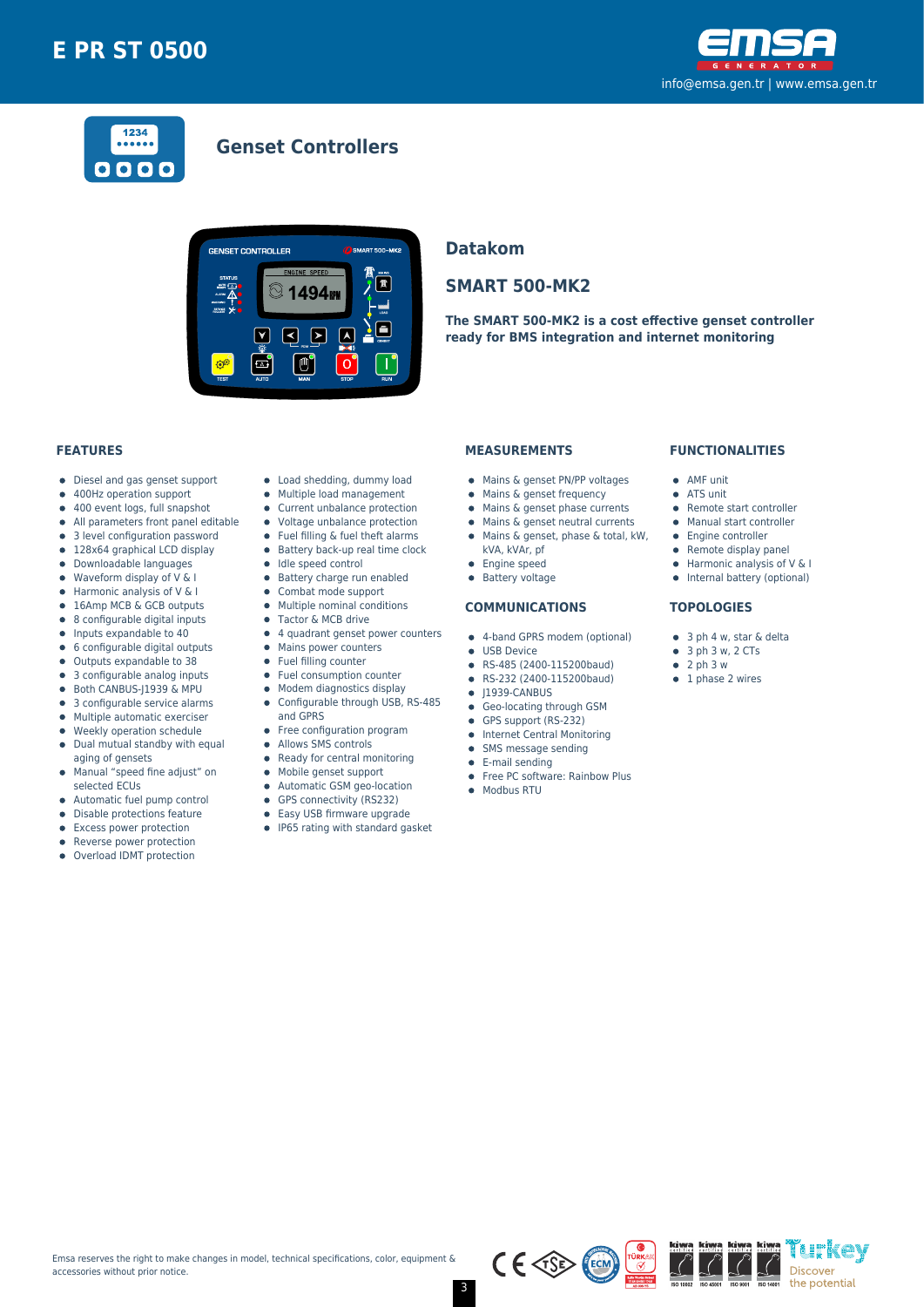# E PR ST 0500

info@emsa.gen.tr | www.emsa.gen.tr

## Genset Controllers

## Datakom

## SMART 500-MK2

**The SMART 500-MK2 is a cost effective genset controller ready for BMS integration and internet monitoring**

### FEATURES

- Diesel and gas genset support
- 400Hz operation support
- 400 event logs, full snapshot
- All parameters front panel editable
- 3 level configuration password
- 128x64 graphical LCD display
- Downloadable languages
- Waveform display of V & I
- Harmonic analysis of V & I
- 16Amp MCB & GCB outputs
- 8 configurable digital inputs
- Inputs expandable to 40
- 6 configurable digital outputs
- Outputs expandable to 38
- 3 configurable analog inputs
- Both CANBUS-J1939 & MPU
- 3 configurable service alarms
- Multiple automatic exerciser
- Weekly operation schedule
- Dual mutual standby with equal aging of gensets
- Manual "speed fine adjust" on selected ECUs
- Automatic fuel pump control
- Disable protections feature
- Excess power protection
- Reverse power protection
- Overload IDMT protection
- Load shedding, dummy load
- Multiple load management
- Current unbalance protection
- Voltage unbalance protection
- Fuel filling & fuel theft alarms
- Battery back-up real time clock
- Idle speed control
- Battery charge run enabled
- Combat mode support
- Multiple nominal conditions
- Tactor & MCB drive
- 4 quadrant genset power counters
- Mains power counters
- Fuel filling counter
- Fuel consumption counter
- Modem diagnostics display
- Configurable through USB, RS-485 and GPRS
- Free configuration program
- Allows SMS controls
- Ready for central monitoring
- Mobile genset support
- Automatic GSM geo-location
- GPS connectivity (RS232)
- Easy USB firmware upgrade
- IP65 rating with standard gasket

### MEASUREMENTS

- Mains & genset PN/PP voltages
- Mains & genset frequency
- Mains & genset phase currents
- Mains & genset neutral currents
- Mains & genset, phase & total, kW, kVA, kVAr, pf
- Engine speed
- Battery voltage

### COMMUNICATIONS

- 4-band GPRS modem (optional)
- USB Device
- RS-485 (2400-115200baud)
- RS-232 (2400-115200baud)
- J1939-CANBUS
- Geo-locating through GSM
- GPS support (RS-232)
- Internet Central Monitoring
- SMS message sending
- E-mail sending
- Free PC software: Rainbow Plus
- Modbus RTU

### FUNCTIONALITIES

- AMF unit
- ATS unit
- Remote start controller
- Manual start controller
- Engine controller
- Remote display panel
- Harmonic analysis of V & I
- Internal battery (optional)

### TOPOLOGIES

- 3 ph 4 w, star & delta
- 3 ph 3 w, 2 CTs
- 2 ph 3 w
- 1 phase 2 wires

Emsa reserves the right to make changes in model, technical specifications, color, equipment & accessories without prior notice.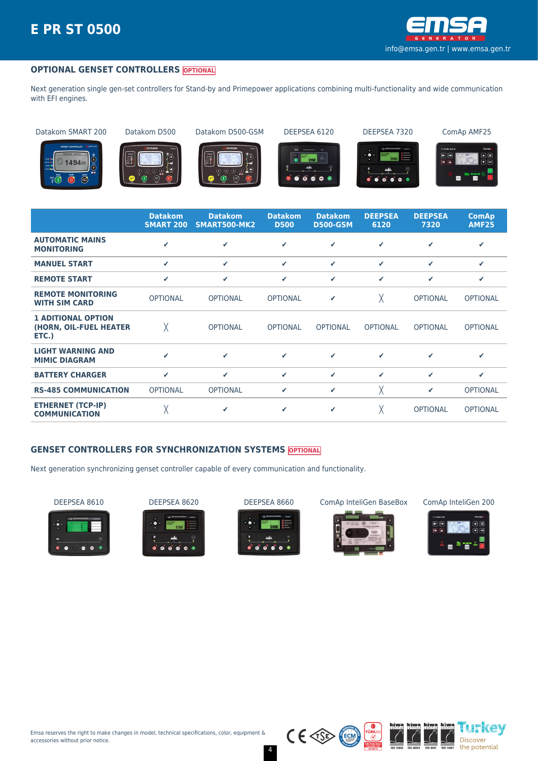## OPTIONAL GENSET CONTROLLERS OPTIONAL

Next generation single gen-set controllers for Stand-by and Primepower applications combining multi-functionality and wide communication with EFI engines.

Datakom SMART 200 | Datakom D500 | Datakom D500-GSM | DEEPSEA 6120 | DEEPSEA 7320 | ComAp AMF25

| | Datakom SMART 200 | Datakom SMART500-MK2 | Datakom D500 | Datakom D500-GSM | DEEPSEA 6120 | DEEPSEA 7320 | ComAp AMF25 |
|---|---|---|---|---|---|---|---|
| **AUTOMATIC MAINS MONITORING** | ✔ | ✔ | ✔ | ✔ | ✔ | ✔ | ✔ |
| **MANUEL START** | ✔ | ✔ | ✔ | ✔ | ✔ | ✔ | ✔ |
| **REMOTE START** | ✔ | ✔ | ✔ | ✔ | ✔ | ✔ | ✔ |
| **REMOTE MONITORING WITH SIM CARD** | OPTIONAL | OPTIONAL | OPTIONAL | ✔ | ╳ | OPTIONAL | OPTIONAL |
| **1 ADITIONAL OPTION (HORN, OIL-FUEL HEATER ETC.)** | ╳ | OPTIONAL | OPTIONAL | OPTIONAL | OPTIONAL | OPTIONAL | OPTIONAL |
| **LIGHT WARNING AND MIMIC DIAGRAM** | ✔ | ✔ | ✔ | ✔ | ✔ | ✔ | ✔ |
| **BATTERY CHARGER** | ✔ | ✔ | ✔ | ✔ | ✔ | ✔ | ✔ |
| **RS-485 COMMUNICATION** | OPTIONAL | OPTIONAL | ✔ | ✔ | ╳ | ✔ | OPTIONAL |
| **ETHERNET (TCP-IP) COMMUNICATION** | ╳ | ✔ | ✔ | ✔ | ╳ | OPTIONAL | OPTIONAL |

## GENSET CONTROLLERS FOR SYNCHRONIZATION SYSTEMS OPTIONAL

Next generation synchronizing genset controller capable of every communication and functionality.

DEEPSEA 8610 | DEEPSEA 8620 | DEEPSEA 8660 | ComAp InteliGen BaseBox | ComAp InteliGen 200

Emsa reserves the right to make changes in model, technical specifications, color, equipment & accessories without prior notice.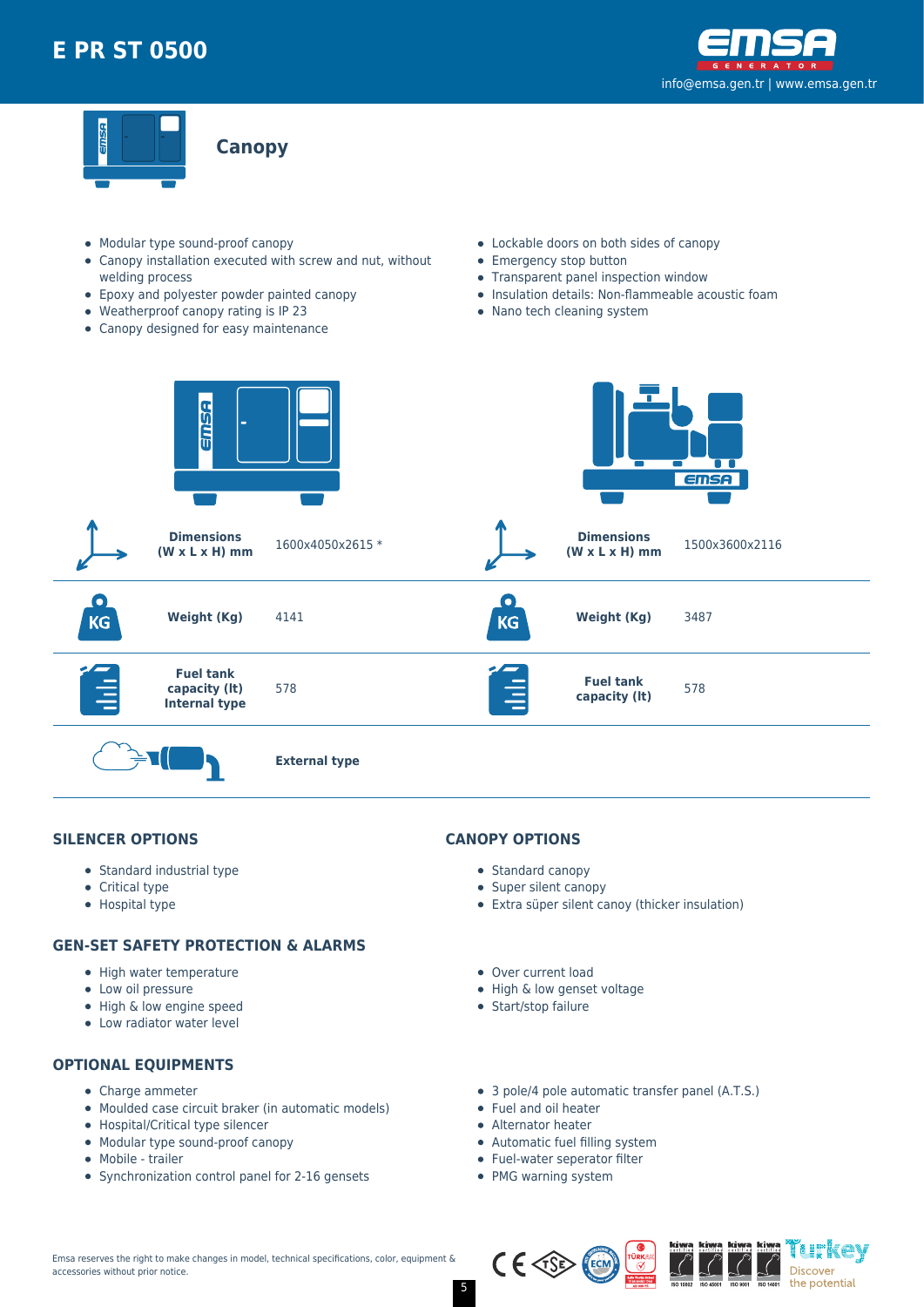# E PR ST 0500

info@emsa.gen.tr | www.emsa.gen.tr

## Canopy

- Modular type sound-proof canopy
- Canopy installation executed with screw and nut, without welding process
- Epoxy and polyester powder painted canopy
- Weatherproof canopy rating is IP 23
- Canopy designed for easy maintenance
- Lockable doors on both sides of canopy
- Emergency stop button
- Transparent panel inspection window
- Insulation details: Non-flammeable acoustic foam
- Nano tech cleaning system

| | | | |
|---|---|---|---|
| **Dimensions (W x L x H) mm** | 1600x4050x2615 * | **Dimensions (W x L x H) mm** | 1500x3600x2116 |
| **Weight (Kg)** | 4141 | **Weight (Kg)** | 3487 |
| **Fuel tank capacity (lt) Internal type** | 578 | **Fuel tank capacity (lt)** | 578 |
| **External type** | | | |

### SILENCER OPTIONS

- Standard industrial type
- Critical type
- Hospital type

### CANOPY OPTIONS

- Standard canopy
- Super silent canopy
- Extra süper silent canoy (thicker insulation)

### GEN-SET SAFETY PROTECTION & ALARMS

- High water temperature
- Low oil pressure
- High & low engine speed
- Low radiator water level
- Over current load
- High & low genset voltage
- Start/stop failure

### OPTIONAL EQUIPMENTS

- Charge ammeter
- Moulded case circuit braker (in automatic models)
- Hospital/Critical type silencer
- Modular type sound-proof canopy
- Mobile - trailer
- Synchronization control panel for 2-16 gensets
- 3 pole/4 pole automatic transfer panel (A.T.S.)
- Fuel and oil heater
- Alternator heater
- Automatic fuel filling system
- Fuel-water seperator filter
- PMG warning system

Emsa reserves the right to make changes in model, technical specifications, color, equipment & accessories without prior notice.